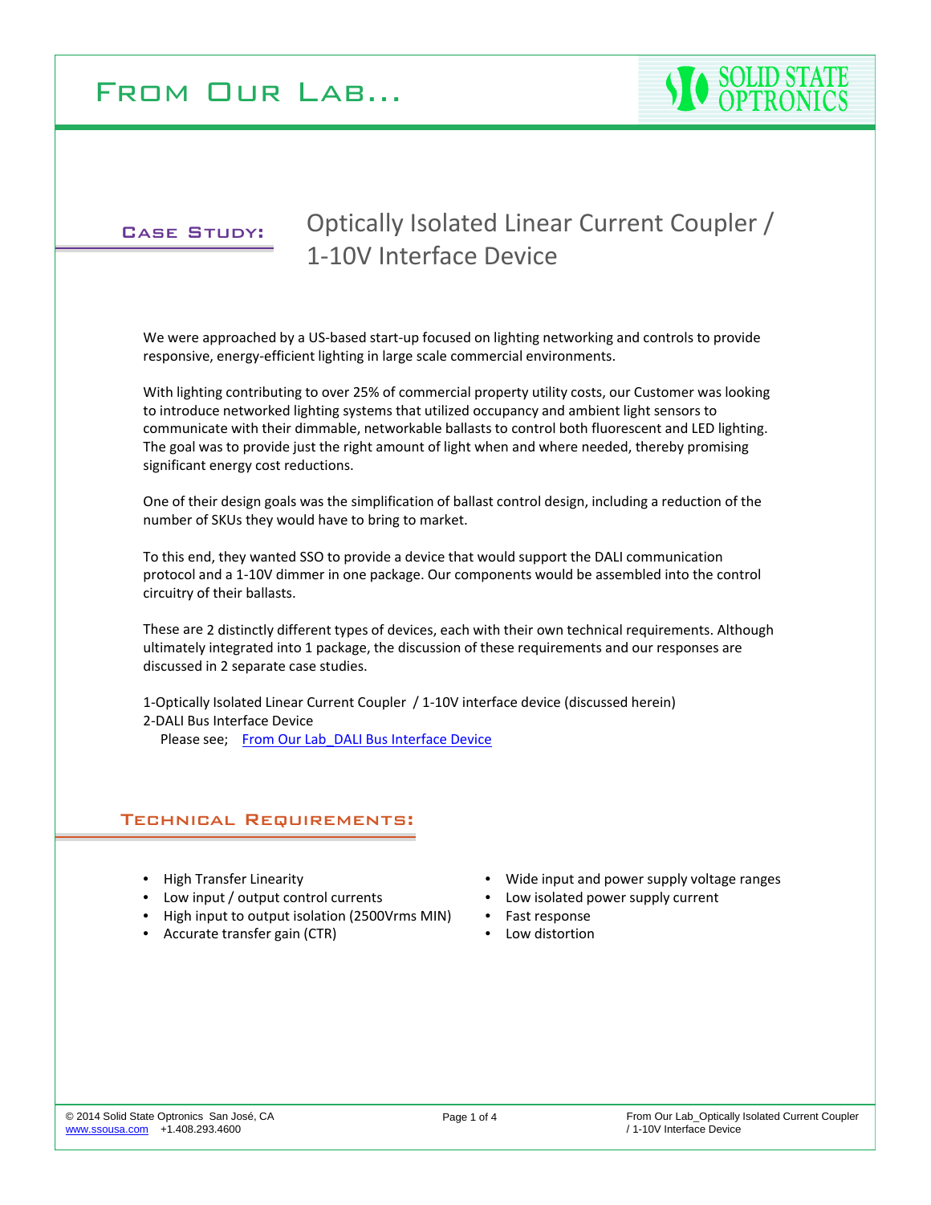# From Our Lab...

## Case Study: Optically Isolated Linear Current Coupler / 1-10V Interface Device

We were approached by a US-based start-up focused on lighting networking and controls to provide responsive, energy-efficient lighting in large scale commercial environments.

With lighting contributing to over 25% of commercial property utility costs, our Customer was looking to introduce networked lighting systems that utilized occupancy and ambient light sensors to communicate with their dimmable, networkable ballasts to control both fluorescent and LED lighting. The goal was to provide just the right amount of light when and where needed, thereby promising significant energy cost reductions.

One of their design goals was the simplification of ballast control design, including a reduction of the number of SKUs they would have to bring to market.

To this end, they wanted SSO to provide a device that would support the DALI communication protocol and a 1-10V dimmer in one package. Our components would be assembled into the control circuitry of their ballasts.

These are 2 distinctly different types of devices, each with their own technical requirements. Although ultimately integrated into 1 package, the discussion of these requirements and our responses are discussed in 2 separate case studies.

1-Optically Isolated Linear Current Coupler / 1-10V interface device (discussed herein)
2-DALI Bus Interface Device
Please see; [From Our Lab_DALI Bus Interface Device]

## Technical Requirements:

- High Transfer Linearity
- Low input / output control currents
- High input to output isolation (2500Vrms MIN)
- Accurate transfer gain (CTR)
- Wide input and power supply voltage ranges
- Low isolated power supply current
- Fast response
- Low distortion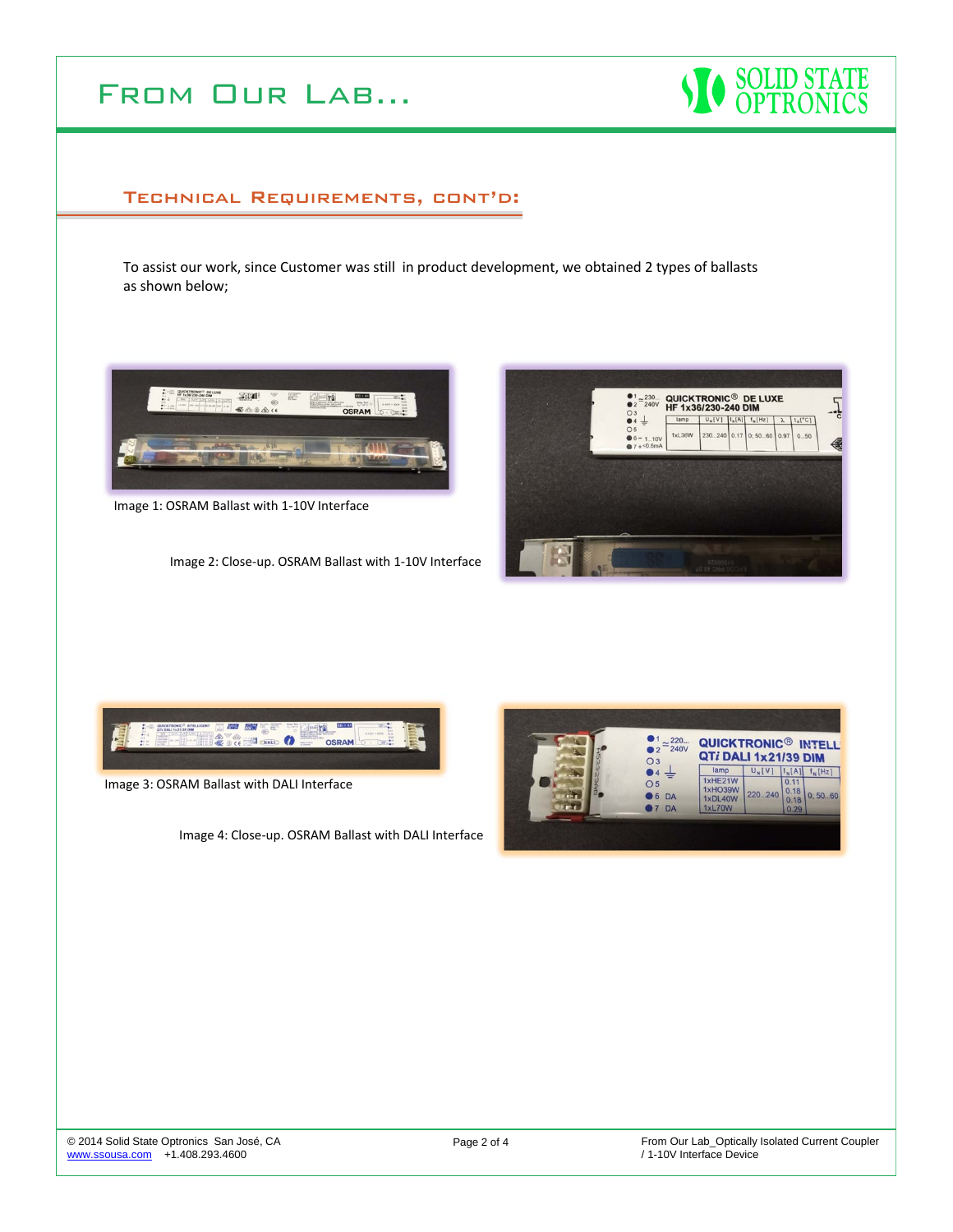## Technical Requirements, cont'd:

To assist our work, since Customer was still in product development, we obtained 2 types of ballasts as shown below;

Image 1: OSRAM Ballast with 1-10V Interface

Image 2: Close-up. OSRAM Ballast with 1-10V Interface

Image 3: OSRAM Ballast with DALI Interface

Image 4: Close-up. OSRAM Ballast with DALI Interface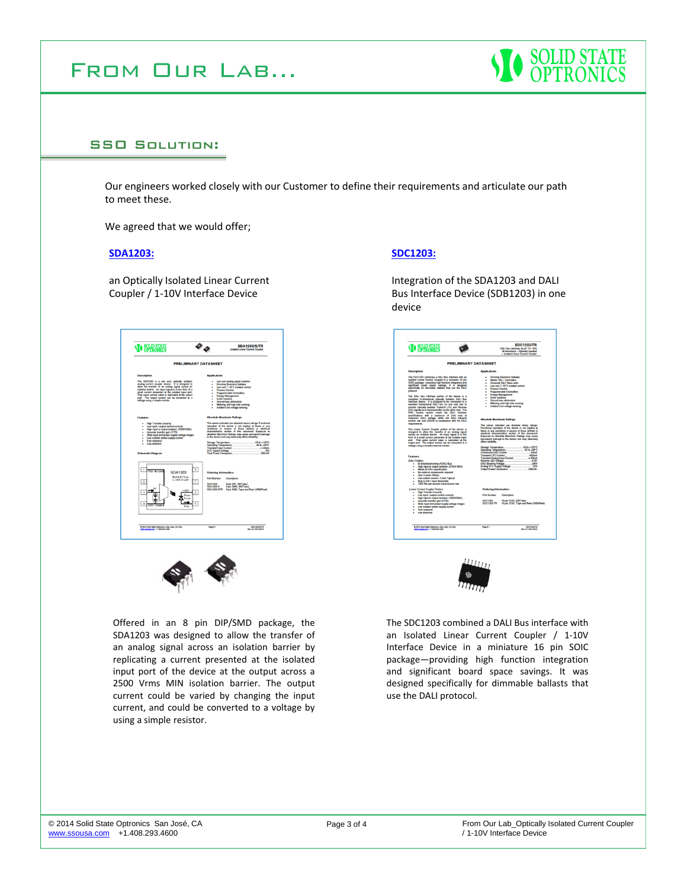# From Our Lab...

## SSO Solution:

Our engineers worked closely with our Customer to define their requirements and articulate our path to meet these.

We agreed that we would offer;

**SDA1203:**

an Optically Isolated Linear Current Coupler / 1-10V Interface Device

Offered in an 8 pin DIP/SMD package, the SDA1203 was designed to allow the transfer of an analog signal across an isolation barrier by replicating a current presented at the isolated input port of the device at the output across a 2500 Vrms MIN isolation barrier. The output current could be varied by changing the input current, and could be converted to a voltage by using a simple resistor.

**SDC1203:**

Integration of the SDA1203 and DALI Bus Interface Device (SDB1203) in one device

The SDC1203 combined a DALI Bus interface with an Isolated Linear Current Coupler / 1-10V Interface Device in a miniature 16 pin SOIC package—providing high function integration and significant board space savings. It was designed specifically for dimmable ballasts that use the DALI protocol.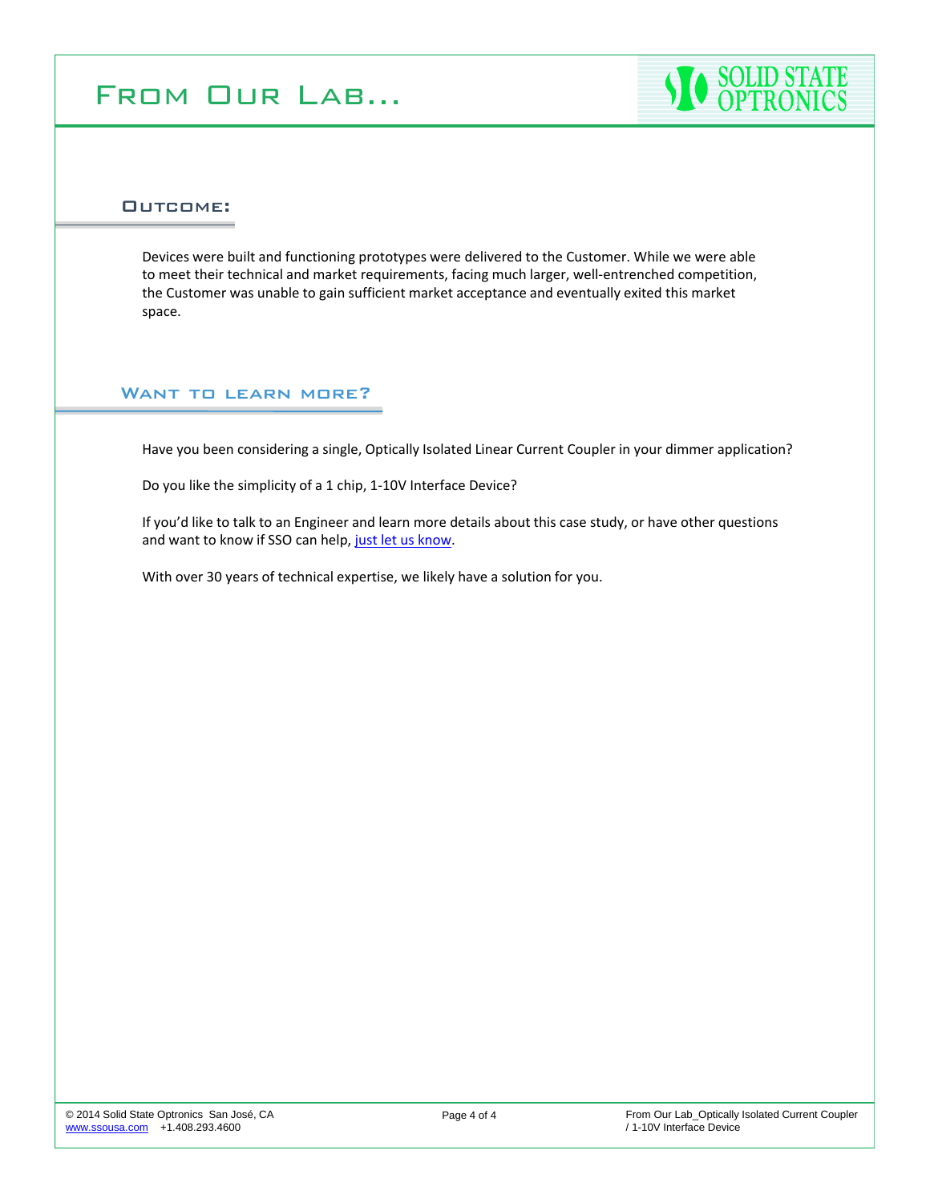## Outcome:

Devices were built and functioning prototypes were delivered to the Customer. While we were able to meet their technical and market requirements, facing much larger, well-entrenched competition, the Customer was unable to gain sufficient market acceptance and eventually exited this market space.

## Want to learn more?

Have you been considering a single, Optically Isolated Linear Current Coupler in your dimmer application?

Do you like the simplicity of a 1 chip, 1-10V Interface Device?

If you'd like to talk to an Engineer and learn more details about this case study, or have other questions and want to know if SSO can help, just let us know.

With over 30 years of technical expertise, we likely have a solution for you.